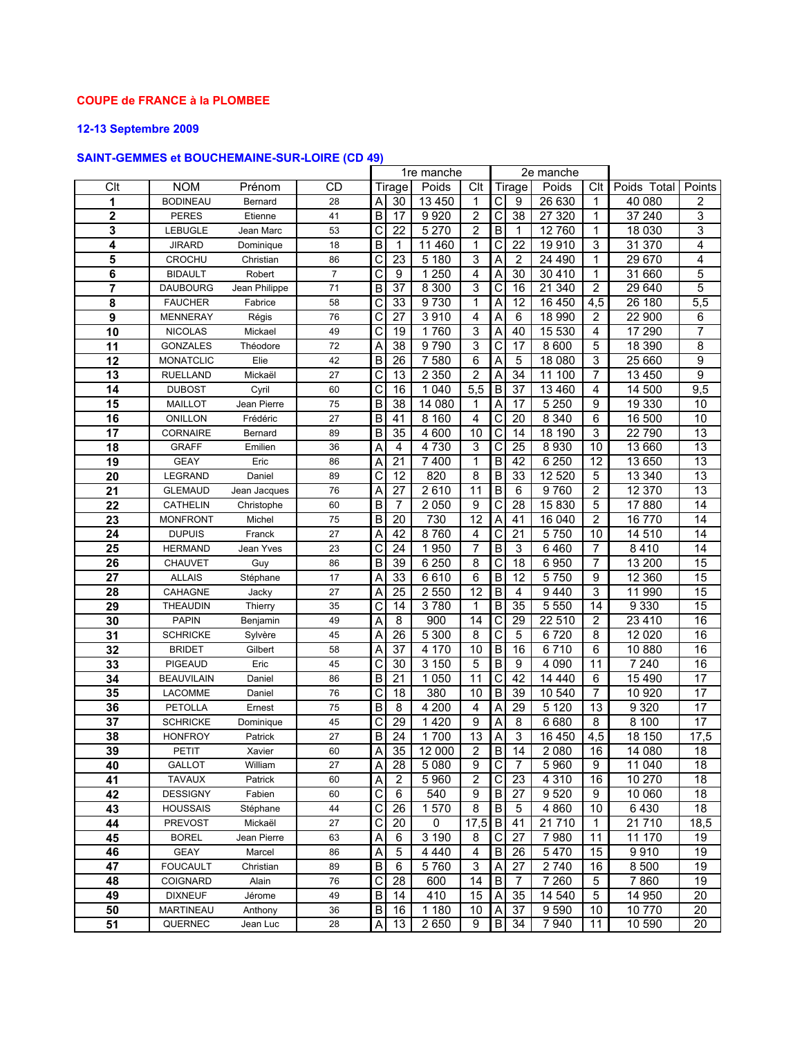**COUPE de FRANCE à la PLOMBEE**

**12-13 Septembre 2009**

**SAINT-GEMMES et BOUCHEMAINE-SUR-LOIRE (CD 49)**

| | | | | 1re manche | | | | | 2e manche | | | | | | |
|---|---|---|---|---|---|---|---|---|---|---|---|---|---|---|---|
| Clt | NOM | Prénom | CD | Tirage | | Poids | Clt | Tirage | | Poids | Clt | Poids Total | Points |
| 1 | BODINEAU | Bernard | 28 | A | 30 | 13 450 | 1 | C | 9 | 26 630 | 1 | 40 080 | 2 |
| 2 | PERES | Etienne | 41 | B | 17 | 9 920 | 2 | C | 38 | 27 320 | 1 | 37 240 | 3 |
| 3 | LEBUGLE | Jean Marc | 53 | C | 22 | 5 270 | 2 | B | 1 | 12 760 | 1 | 18 030 | 3 |
| 4 | JIRARD | Dominique | 18 | B | 1 | 11 460 | 1 | C | 22 | 19 910 | 3 | 31 370 | 4 |
| 5 | CROCHU | Christian | 86 | C | 23 | 5 180 | 3 | A | 2 | 24 490 | 1 | 29 670 | 4 |
| 6 | BIDAULT | Robert | 7 | C | 9 | 1 250 | 4 | A | 30 | 30 410 | 1 | 31 660 | 5 |
| 7 | DAUBOURG | Jean Philippe | 71 | B | 37 | 8 300 | 3 | C | 16 | 21 340 | 2 | 29 640 | 5 |
| 8 | FAUCHER | Fabrice | 58 | C | 33 | 9 730 | 1 | A | 12 | 16 450 | 4,5 | 26 180 | 5,5 |
| 9 | MENNERAY | Régis | 76 | C | 27 | 3 910 | 4 | A | 6 | 18 990 | 2 | 22 900 | 6 |
| 10 | NICOLAS | Mickael | 49 | C | 19 | 1 760 | 3 | A | 40 | 15 530 | 4 | 17 290 | 7 |
| 11 | GONZALES | Théodore | 72 | A | 38 | 9 790 | 3 | C | 17 | 8 600 | 5 | 18 390 | 8 |
| 12 | MONATCLIC | Elie | 42 | B | 26 | 7 580 | 6 | A | 5 | 18 080 | 3 | 25 660 | 9 |
| 13 | RUELLAND | Mickaël | 27 | C | 13 | 2 350 | 2 | A | 34 | 11 100 | 7 | 13 450 | 9 |
| 14 | DUBOST | Cyril | 60 | C | 16 | 1 040 | 5,5 | B | 37 | 13 460 | 4 | 14 500 | 9,5 |
| 15 | MAILLOT | Jean Pierre | 75 | B | 38 | 14 080 | 1 | A | 17 | 5 250 | 9 | 19 330 | 10 |
| 16 | ONILLON | Frédéric | 27 | B | 41 | 8 160 | 4 | C | 20 | 8 340 | 6 | 16 500 | 10 |
| 17 | CORNAIRE | Bernard | 89 | B | 35 | 4 600 | 10 | C | 14 | 18 190 | 3 | 22 790 | 13 |
| 18 | GRAFF | Emilien | 36 | A | 4 | 4 730 | 3 | C | 25 | 8 930 | 10 | 13 660 | 13 |
| 19 | GEAY | Eric | 86 | A | 21 | 7 400 | 1 | B | 42 | 6 250 | 12 | 13 650 | 13 |
| 20 | LEGRAND | Daniel | 89 | C | 12 | 820 | 8 | B | 33 | 12 520 | 5 | 13 340 | 13 |
| 21 | GLEMAUD | Jean Jacques | 76 | A | 27 | 2 610 | 11 | B | 6 | 9 760 | 2 | 12 370 | 13 |
| 22 | CATHELIN | Christophe | 60 | B | 7 | 2 050 | 9 | C | 28 | 15 830 | 5 | 17 880 | 14 |
| 23 | MONFRONT | Michel | 75 | B | 20 | 730 | 12 | A | 41 | 16 040 | 2 | 16 770 | 14 |
| 24 | DUPUIS | Franck | 27 | A | 42 | 8 760 | 4 | C | 21 | 5 750 | 10 | 14 510 | 14 |
| 25 | HERMAND | Jean Yves | 23 | C | 24 | 1 950 | 7 | B | 3 | 6 460 | 7 | 8 410 | 14 |
| 26 | CHAUVET | Guy | 86 | B | 39 | 6 250 | 8 | C | 18 | 6 950 | 7 | 13 200 | 15 |
| 27 | ALLAIS | Stéphane | 17 | A | 33 | 6 610 | 6 | B | 12 | 5 750 | 9 | 12 360 | 15 |
| 28 | CAHAGNE | Jacky | 27 | A | 25 | 2 550 | 12 | B | 4 | 9 440 | 3 | 11 990 | 15 |
| 29 | THEAUDIN | Thierry | 35 | C | 14 | 3 780 | 1 | B | 35 | 5 550 | 14 | 9 330 | 15 |
| 30 | PAPIN | Benjamin | 49 | A | 8 | 900 | 14 | C | 29 | 22 510 | 2 | 23 410 | 16 |
| 31 | SCHRICKE | Sylvère | 45 | A | 26 | 5 300 | 8 | C | 5 | 6 720 | 8 | 12 020 | 16 |
| 32 | BRIDET | Gilbert | 58 | A | 37 | 4 170 | 10 | B | 16 | 6 710 | 6 | 10 880 | 16 |
| 33 | PIGEAUD | Eric | 45 | C | 30 | 3 150 | 5 | B | 9 | 4 090 | 11 | 7 240 | 16 |
| 34 | BEAUVILAIN | Daniel | 86 | B | 21 | 1 050 | 11 | C | 42 | 14 440 | 6 | 15 490 | 17 |
| 35 | LACOMME | Daniel | 76 | C | 18 | 380 | 10 | B | 39 | 10 540 | 7 | 10 920 | 17 |
| 36 | PETOLLA | Ernest | 75 | B | 8 | 4 200 | 4 | A | 29 | 5 120 | 13 | 9 320 | 17 |
| 37 | SCHRICKE | Dominique | 45 | C | 29 | 1 420 | 9 | A | 8 | 6 680 | 8 | 8 100 | 17 |
| 38 | HONFROY | Patrick | 27 | B | 24 | 1 700 | 13 | A | 3 | 16 450 | 4,5 | 18 150 | 17,5 |
| 39 | PETIT | Xavier | 60 | A | 35 | 12 000 | 2 | B | 14 | 2 080 | 16 | 14 080 | 18 |
| 40 | GALLOT | William | 27 | A | 28 | 5 080 | 9 | C | 7 | 5 960 | 9 | 11 040 | 18 |
| 41 | TAVAUX | Patrick | 60 | A | 2 | 5 960 | 2 | C | 23 | 4 310 | 16 | 10 270 | 18 |
| 42 | DESSIGNY | Fabien | 60 | C | 6 | 540 | 9 | B | 27 | 9 520 | 9 | 10 060 | 18 |
| 43 | HOUSSAIS | Stéphane | 44 | C | 26 | 1 570 | 8 | B | 5 | 4 860 | 10 | 6 430 | 18 |
| 44 | PREVOST | Mickaël | 27 | C | 20 | 0 | 17,5 | B | 41 | 21 710 | 1 | 21 710 | 18,5 |
| 45 | BOREL | Jean Pierre | 63 | A | 6 | 3 190 | 8 | C | 27 | 7 980 | 11 | 11 170 | 19 |
| 46 | GEAY | Marcel | 86 | A | 5 | 4 440 | 4 | B | 26 | 5 470 | 15 | 9 910 | 19 |
| 47 | FOUCAULT | Christian | 89 | B | 6 | 5 760 | 3 | A | 27 | 2 740 | 16 | 8 500 | 19 |
| 48 | COIGNARD | Alain | 76 | C | 28 | 600 | 14 | B | 7 | 7 260 | 5 | 7 860 | 19 |
| 49 | DIXNEUF | Jérome | 49 | B | 14 | 410 | 15 | A | 35 | 14 540 | 5 | 14 950 | 20 |
| 50 | MARTINEAU | Anthony | 36 | B | 16 | 1 180 | 10 | A | 37 | 9 590 | 10 | 10 770 | 20 |
| 51 | QUERNEC | Jean Luc | 28 | A | 13 | 2 650 | 9 | B | 34 | 7 940 | 11 | 10 590 | 20 |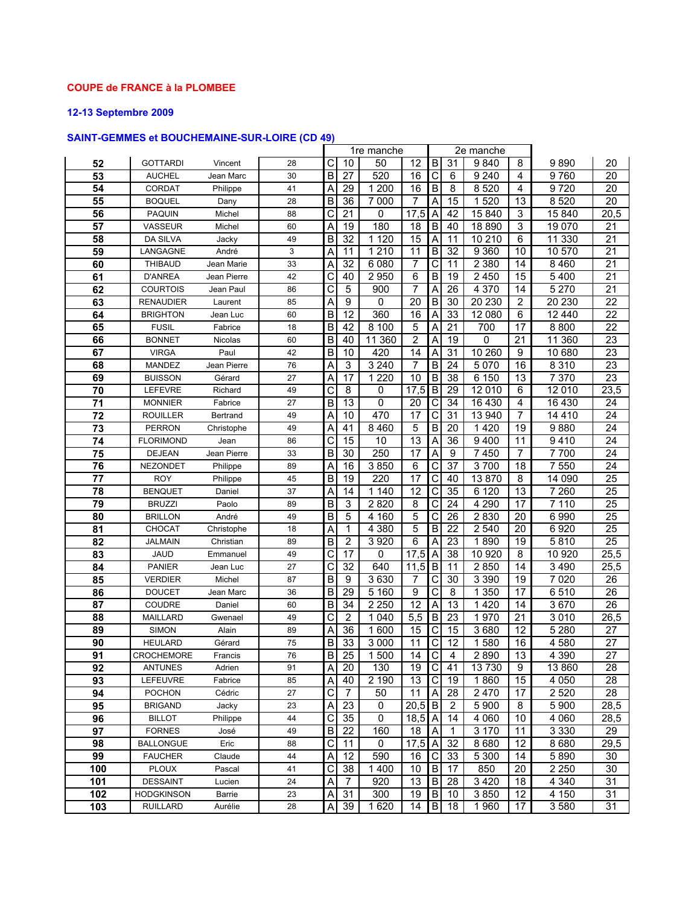**COUPE de FRANCE à la PLOMBEE**

**12-13 Septembre 2009**

**SAINT-GEMMES et BOUCHEMAINE-SUR-LOIRE (CD 49)**

| | | | | 1re manche | | | | 2e manche | | | | | |
|---|---|---|---|---|---|---|---|---|---|---|---|---|---|
| 52 | GOTTARDI | Vincent | 28 | C | 10 | 50 | 12 | B | 31 | 9 840 | 8 | 9 890 | 20 |
| 53 | AUCHEL | Jean Marc | 30 | B | 27 | 520 | 16 | C | 6 | 9 240 | 4 | 9 760 | 20 |
| 54 | CORDAT | Philippe | 41 | A | 29 | 1 200 | 16 | B | 8 | 8 520 | 4 | 9 720 | 20 |
| 55 | BOQUEL | Dany | 28 | B | 36 | 7 000 | 7 | A | 15 | 1 520 | 13 | 8 520 | 20 |
| 56 | PAQUIN | Michel | 88 | C | 21 | 0 | 17,5 | A | 42 | 15 840 | 3 | 15 840 | 20,5 |
| 57 | VASSEUR | Michel | 60 | A | 19 | 180 | 18 | B | 40 | 18 890 | 3 | 19 070 | 21 |
| 58 | DA SILVA | Jacky | 49 | B | 32 | 1 120 | 15 | A | 11 | 10 210 | 6 | 11 330 | 21 |
| 59 | LANGAGNE | André | 3 | A | 11 | 1 210 | 11 | B | 32 | 9 360 | 10 | 10 570 | 21 |
| 60 | THIBAUD | Jean Marie | 33 | A | 32 | 6 080 | 7 | C | 11 | 2 380 | 14 | 8 460 | 21 |
| 61 | D'ANREA | Jean Pierre | 42 | C | 40 | 2 950 | 6 | B | 19 | 2 450 | 15 | 5 400 | 21 |
| 62 | COURTOIS | Jean Paul | 86 | C | 5 | 900 | 7 | A | 26 | 4 370 | 14 | 5 270 | 21 |
| 63 | RENAUDIER | Laurent | 85 | A | 9 | 0 | 20 | B | 30 | 20 230 | 2 | 20 230 | 22 |
| 64 | BRIGHTON | Jean Luc | 60 | B | 12 | 360 | 16 | A | 33 | 12 080 | 6 | 12 440 | 22 |
| 65 | FUSIL | Fabrice | 18 | B | 42 | 8 100 | 5 | A | 21 | 700 | 17 | 8 800 | 22 |
| 66 | BONNET | Nicolas | 60 | B | 40 | 11 360 | 2 | A | 19 | 0 | 21 | 11 360 | 23 |
| 67 | VIRGA | Paul | 42 | B | 10 | 420 | 14 | A | 31 | 10 260 | 9 | 10 680 | 23 |
| 68 | MANDEZ | Jean Pierre | 76 | A | 3 | 3 240 | 7 | B | 24 | 5 070 | 16 | 8 310 | 23 |
| 69 | BUISSON | Gérard | 27 | A | 17 | 1 220 | 10 | B | 38 | 6 150 | 13 | 7 370 | 23 |
| 70 | LEFEVRE | Richard | 49 | C | 8 | 0 | 17,5 | B | 29 | 12 010 | 6 | 12 010 | 23,5 |
| 71 | MONNIER | Fabrice | 27 | B | 13 | 0 | 20 | C | 34 | 16 430 | 4 | 16 430 | 24 |
| 72 | ROUILLER | Bertrand | 49 | A | 10 | 470 | 17 | C | 31 | 13 940 | 7 | 14 410 | 24 |
| 73 | PERRON | Christophe | 49 | A | 41 | 8 460 | 5 | B | 20 | 1 420 | 19 | 9 880 | 24 |
| 74 | FLORIMOND | Jean | 86 | C | 15 | 10 | 13 | A | 36 | 9 400 | 11 | 9 410 | 24 |
| 75 | DEJEAN | Jean Pierre | 33 | B | 30 | 250 | 17 | A | 9 | 7 450 | 7 | 7 700 | 24 |
| 76 | NEZONDET | Philippe | 89 | A | 16 | 3 850 | 6 | C | 37 | 3 700 | 18 | 7 550 | 24 |
| 77 | ROY | Philippe | 45 | B | 19 | 220 | 17 | C | 40 | 13 870 | 8 | 14 090 | 25 |
| 78 | BENQUET | Daniel | 37 | A | 14 | 1 140 | 12 | C | 35 | 6 120 | 13 | 7 260 | 25 |
| 79 | BRUZZI | Paolo | 89 | B | 3 | 2 820 | 8 | C | 24 | 4 290 | 17 | 7 110 | 25 |
| 80 | BRILLON | André | 49 | B | 5 | 4 160 | 5 | C | 26 | 2 830 | 20 | 6 990 | 25 |
| 81 | CHOCAT | Christophe | 18 | A | 1 | 4 380 | 5 | B | 22 | 2 540 | 20 | 6 920 | 25 |
| 82 | JALMAIN | Christian | 89 | B | 2 | 3 920 | 6 | A | 23 | 1 890 | 19 | 5 810 | 25 |
| 83 | JAUD | Emmanuel | 49 | C | 17 | 0 | 17,5 | A | 38 | 10 920 | 8 | 10 920 | 25,5 |
| 84 | PANIER | Jean Luc | 27 | C | 32 | 640 | 11,5 | B | 11 | 2 850 | 14 | 3 490 | 25,5 |
| 85 | VERDIER | Michel | 87 | B | 9 | 3 630 | 7 | C | 30 | 3 390 | 19 | 7 020 | 26 |
| 86 | DOUCET | Jean Marc | 36 | B | 29 | 5 160 | 9 | C | 8 | 1 350 | 17 | 6 510 | 26 |
| 87 | COUDRE | Daniel | 60 | B | 34 | 2 250 | 12 | A | 13 | 1 420 | 14 | 3 670 | 26 |
| 88 | MAILLARD | Gwenael | 49 | C | 2 | 1 040 | 5,5 | B | 23 | 1 970 | 21 | 3 010 | 26,5 |
| 89 | SIMON | Alain | 89 | A | 36 | 1 600 | 15 | C | 15 | 3 680 | 12 | 5 280 | 27 |
| 90 | HEULARD | Gérard | 75 | B | 33 | 3 000 | 11 | C | 12 | 1 580 | 16 | 4 580 | 27 |
| 91 | CROCHEMORE | Francis | 76 | B | 25 | 1 500 | 14 | C | 4 | 2 890 | 13 | 4 390 | 27 |
| 92 | ANTUNES | Adrien | 91 | A | 20 | 130 | 19 | C | 41 | 13 730 | 9 | 13 860 | 28 |
| 93 | LEFEUVRE | Fabrice | 85 | A | 40 | 2 190 | 13 | C | 19 | 1 860 | 15 | 4 050 | 28 |
| 94 | POCHON | Cédric | 27 | C | 7 | 50 | 11 | A | 28 | 2 470 | 17 | 2 520 | 28 |
| 95 | BRIGAND | Jacky | 23 | A | 23 | 0 | 20,5 | B | 2 | 5 900 | 8 | 5 900 | 28,5 |
| 96 | BILLOT | Philippe | 44 | C | 35 | 0 | 18,5 | A | 14 | 4 060 | 10 | 4 060 | 28,5 |
| 97 | FORNES | José | 49 | B | 22 | 160 | 18 | A | 1 | 3 170 | 11 | 3 330 | 29 |
| 98 | BALLONGUE | Eric | 88 | C | 11 | 0 | 17,5 | A | 32 | 8 680 | 12 | 8 680 | 29,5 |
| 99 | FAUCHER | Claude | 44 | A | 12 | 590 | 16 | C | 33 | 5 300 | 14 | 5 890 | 30 |
| 100 | PLOUX | Pascal | 41 | C | 38 | 1 400 | 10 | B | 17 | 850 | 20 | 2 250 | 30 |
| 101 | DESSAINT | Lucien | 24 | A | 7 | 920 | 13 | B | 28 | 3 420 | 18 | 4 340 | 31 |
| 102 | HODGKINSON | Barrie | 23 | A | 31 | 300 | 19 | B | 10 | 3 850 | 12 | 4 150 | 31 |
| 103 | RUILLARD | Aurélie | 28 | A | 39 | 1 620 | 14 | B | 18 | 1 960 | 17 | 3 580 | 31 |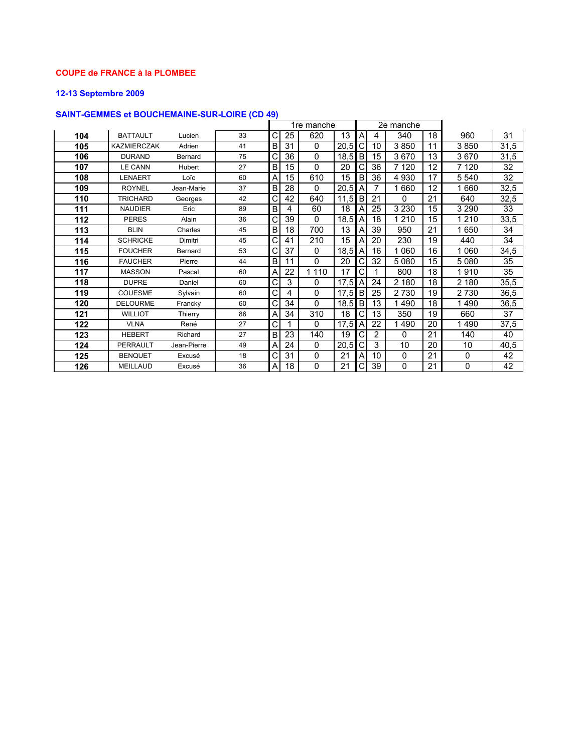**COUPE de FRANCE à la PLOMBEE**

**12-13 Septembre 2009**

**SAINT-GEMMES et BOUCHEMAINE-SUR-LOIRE (CD 49)**

| | | | | 1re manche | | | | 2e manche | | | | | |
|---|---|---|---|---|---|---|---|---|---|---|---|---|---|
| **104** | BATTAULT | Lucien | 33 | C | 25 | 620 | 13 | A | 4 | 340 | 18 | 960 | 31 |
| **105** | KAZMIERCZAK | Adrien | 41 | B | 31 | 0 | 20,5 | C | 10 | 3 850 | 11 | 3 850 | 31,5 |
| **106** | DURAND | Bernard | 75 | C | 36 | 0 | 18,5 | B | 15 | 3 670 | 13 | 3 670 | 31,5 |
| **107** | LE CANN | Hubert | 27 | B | 15 | 0 | 20 | C | 36 | 7 120 | 12 | 7 120 | 32 |
| **108** | LENAERT | Loïc | 60 | A | 15 | 610 | 15 | B | 36 | 4 930 | 17 | 5 540 | 32 |
| **109** | ROYNEL | Jean-Marie | 37 | B | 28 | 0 | 20,5 | A | 7 | 1 660 | 12 | 1 660 | 32,5 |
| **110** | TRICHARD | Georges | 42 | C | 42 | 640 | 11,5 | B | 21 | 0 | 21 | 640 | 32,5 |
| **111** | NAUDIER | Eric | 89 | B | 4 | 60 | 18 | A | 25 | 3 230 | 15 | 3 290 | 33 |
| **112** | PERES | Alain | 36 | C | 39 | 0 | 18,5 | A | 18 | 1 210 | 15 | 1 210 | 33,5 |
| **113** | BLIN | Charles | 45 | B | 18 | 700 | 13 | A | 39 | 950 | 21 | 1 650 | 34 |
| **114** | SCHRICKE | Dimitri | 45 | C | 41 | 210 | 15 | A | 20 | 230 | 19 | 440 | 34 |
| **115** | FOUCHER | Bernard | 53 | C | 37 | 0 | 18,5 | A | 16 | 1 060 | 16 | 1 060 | 34,5 |
| **116** | FAUCHER | Pierre | 44 | B | 11 | 0 | 20 | C | 32 | 5 080 | 15 | 5 080 | 35 |
| **117** | MASSON | Pascal | 60 | A | 22 | 1 110 | 17 | C | 1 | 800 | 18 | 1 910 | 35 |
| **118** | DUPRE | Daniel | 60 | C | 3 | 0 | 17,5 | A | 24 | 2 180 | 18 | 2 180 | 35,5 |
| **119** | COUESME | Sylvain | 60 | C | 4 | 0 | 17,5 | B | 25 | 2 730 | 19 | 2 730 | 36,5 |
| **120** | DELOURME | Francky | 60 | C | 34 | 0 | 18,5 | B | 13 | 1 490 | 18 | 1 490 | 36,5 |
| **121** | WILLIOT | Thierry | 86 | A | 34 | 310 | 18 | C | 13 | 350 | 19 | 660 | 37 |
| **122** | VLNA | René | 27 | C | 1 | 0 | 17,5 | A | 22 | 1 490 | 20 | 1 490 | 37,5 |
| **123** | HEBERT | Richard | 27 | B | 23 | 140 | 19 | C | 2 | 0 | 21 | 140 | 40 |
| **124** | PERRAULT | Jean-Pierre | 49 | A | 24 | 0 | 20,5 | C | 3 | 10 | 20 | 10 | 40,5 |
| **125** | BENQUET | Excusé | 18 | C | 31 | 0 | 21 | A | 10 | 0 | 21 | 0 | 42 |
| **126** | MEILLAUD | Excusé | 36 | A | 18 | 0 | 21 | C | 39 | 0 | 21 | 0 | 42 |